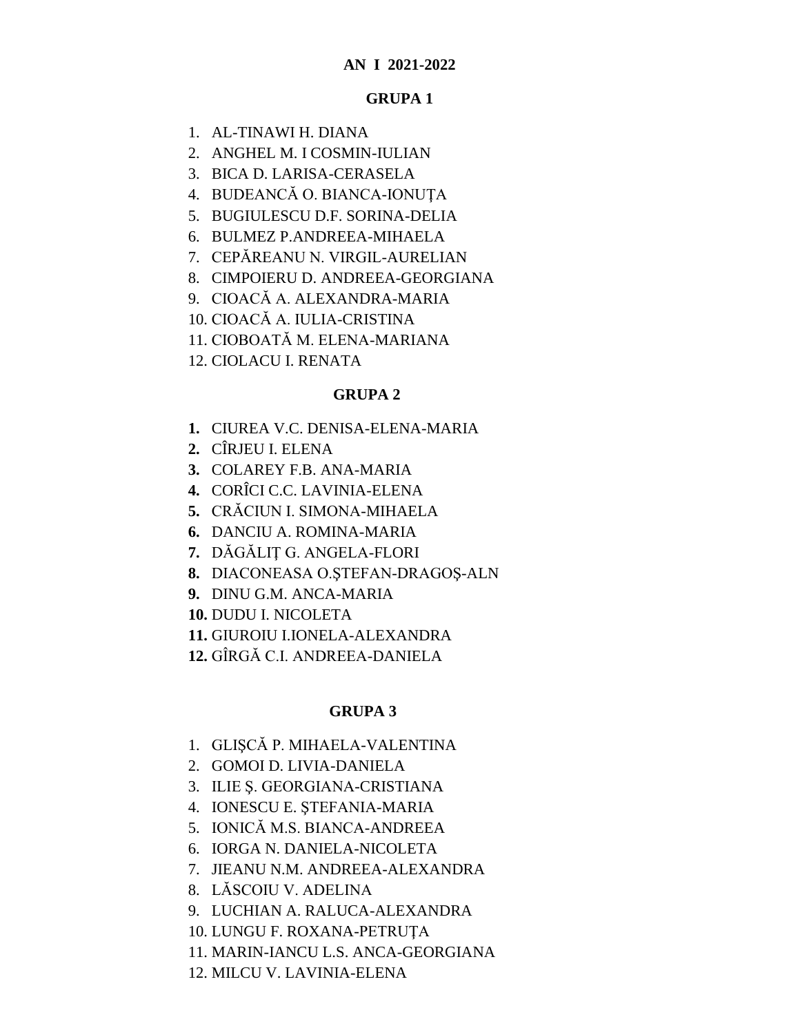**AN I 2021-2022**

**GRUPA 1**

1. AL-TINAWI H. DIANA
2. ANGHEL M. I COSMIN-IULIAN
3. BICA D. LARISA-CERASELA
4. BUDEANCĂ O. BIANCA-IONUȚA
5. BUGIULESCU D.F. SORINA-DELIA
6. BULMEZ P.ANDREEA-MIHAELA
7. CEPĂREANU N. VIRGIL-AURELIAN
8. CIMPOIERU D. ANDREEA-GEORGIANA
9. CIOACĂ A. ALEXANDRA-MARIA
10. CIOACĂ A. IULIA-CRISTINA
11. CIOBOATĂ M. ELENA-MARIANA
12. CIOLACU I. RENATA

**GRUPA 2**

**1.** CIUREA V.C. DENISA-ELENA-MARIA
**2.** CÎRJEU I. ELENA
**3.** COLAREY F.B. ANA-MARIA
**4.** CORÎCI C.C. LAVINIA-ELENA
**5.** CRĂCIUN I. SIMONA-MIHAELA
**6.** DANCIU A. ROMINA-MARIA
**7.** DĂGĂLIȚ G. ANGELA-FLORI
**8.** DIACONEASA O.ŞTEFAN-DRAGOŞ-ALN
**9.** DINU G.M. ANCA-MARIA
**10.** DUDU I. NICOLETA
**11.** GIUROIU I.IONELA-ALEXANDRA
**12.** GÎRGĂ C.I. ANDREEA-DANIELA

**GRUPA 3**

1. GLIŞCĂ P. MIHAELA-VALENTINA
2. GOMOI D. LIVIA-DANIELA
3. ILIE Ş. GEORGIANA-CRISTIANA
4. IONESCU E. ŞTEFANIA-MARIA
5. IONICĂ M.S. BIANCA-ANDREEA
6. IORGA N. DANIELA-NICOLETA
7. JIEANU N.M. ANDREEA-ALEXANDRA
8. LĂSCOIU V. ADELINA
9. LUCHIAN A. RALUCA-ALEXANDRA
10. LUNGU F. ROXANA-PETRUȚA
11. MARIN-IANCU L.S. ANCA-GEORGIANA
12. MILCU V. LAVINIA-ELENA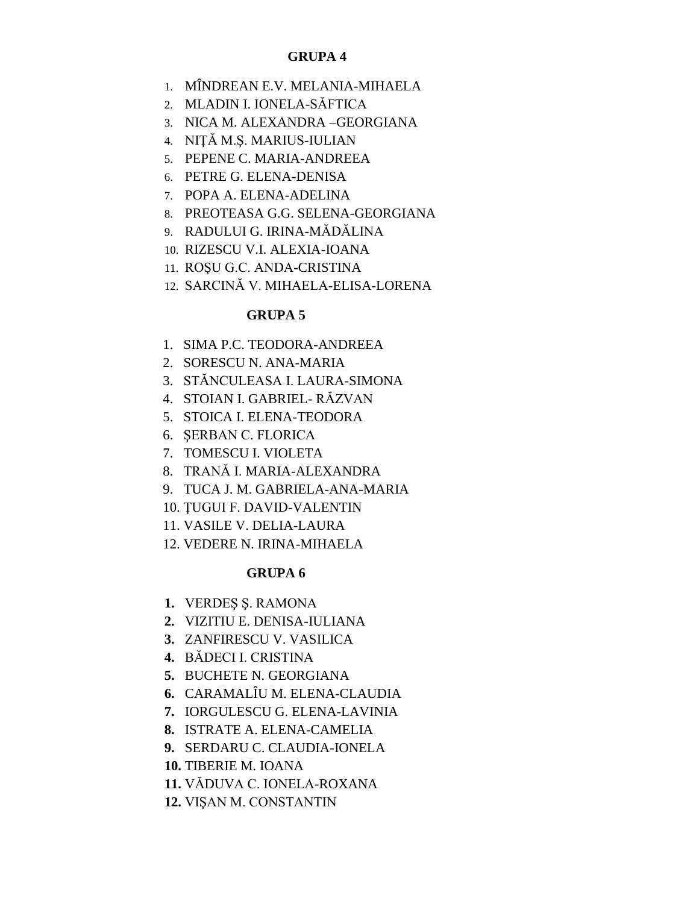**GRUPA 4**

1. MÎNDREAN E.V. MELANIA-MIHAELA
2. MLADIN I. IONELA-SĂFTICA
3. NICA M. ALEXANDRA –GEORGIANA
4. NIȚĂ M.Ș. MARIUS-IULIAN
5. PEPENE C. MARIA-ANDREEA
6. PETRE G. ELENA-DENISA
7. POPA A. ELENA-ADELINA
8. PREOTEASA G.G. SELENA-GEORGIANA
9. RADULUI G. IRINA-MĂDĂLINA
10. RIZESCU V.I. ALEXIA-IOANA
11. ROŞU G.C. ANDA-CRISTINA
12. SARCINĂ V. MIHAELA-ELISA-LORENA

**GRUPA 5**

1. SIMA P.C. TEODORA-ANDREEA
2. SORESCU N. ANA-MARIA
3. STĂNCULEASA I. LAURA-SIMONA
4. STOIAN I. GABRIEL- RĂZVAN
5. STOICA I. ELENA-TEODORA
6. ŞERBAN C. FLORICA
7. TOMESCU I. VIOLETA
8. TRANĂ I. MARIA-ALEXANDRA
9. TUCA J. M. GABRIELA-ANA-MARIA
10. ȚUGUI F. DAVID-VALENTIN
11. VASILE V. DELIA-LAURA
12. VEDERE N. IRINA-MIHAELA

**GRUPA 6**

1. VERDEȘ Ș. RAMONA
2. VIZITIU E. DENISA-IULIANA
3. ZANFIRESCU V. VASILICA
4. BĂDECI I. CRISTINA
5. BUCHETE N. GEORGIANA
6. CARAMALÎU M. ELENA-CLAUDIA
7. IORGULESCU G. ELENA-LAVINIA
8. ISTRATE A. ELENA-CAMELIA
9. SERDARU C. CLAUDIA-IONELA
10. TIBERIE M. IOANA
11. VĂDUVA C. IONELA-ROXANA
12. VIȘAN M. CONSTANTIN